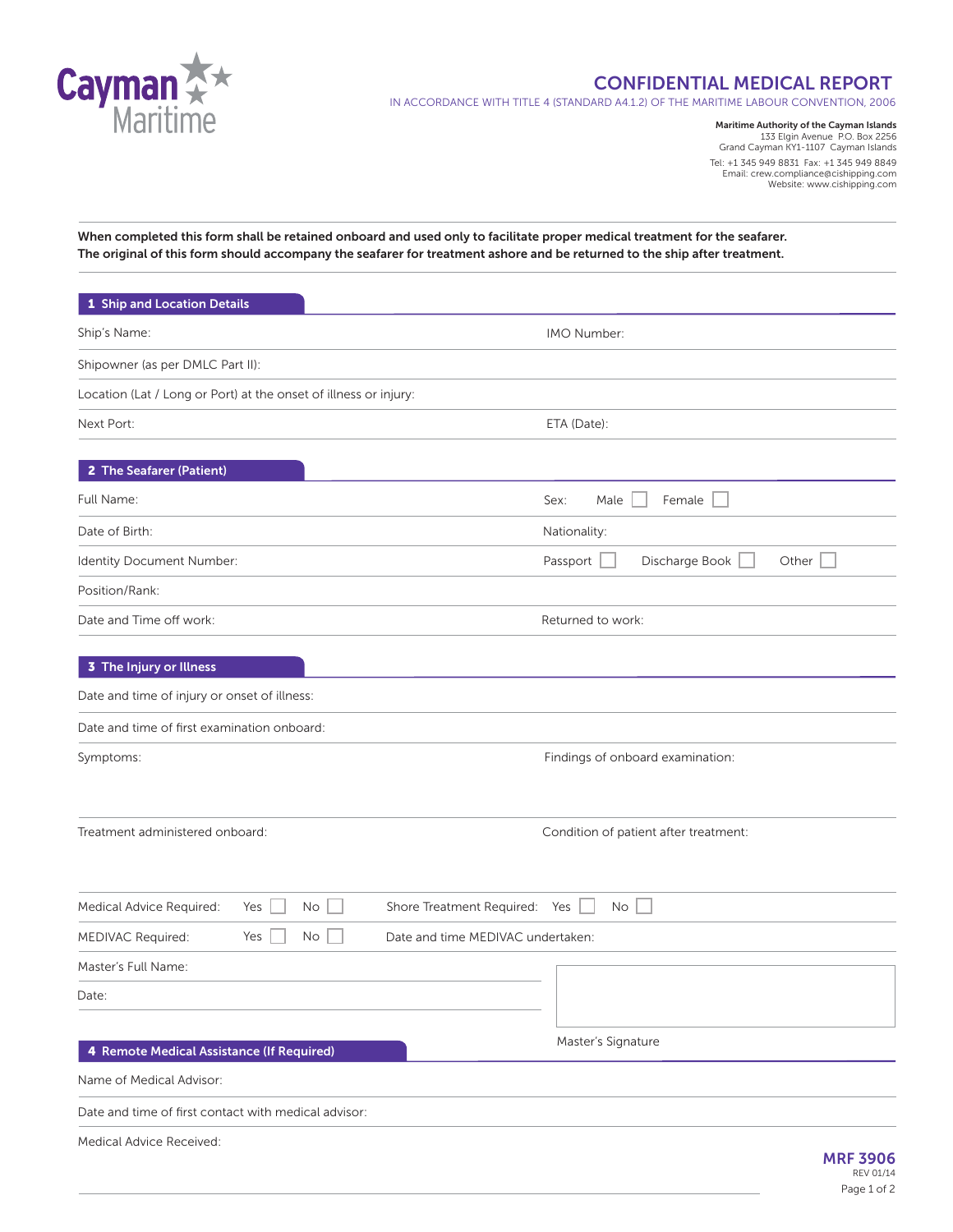Cayman Maritime

# CONFIDENTIAL MEDICAL REPORT

IN ACCORDANCE WITH TITLE 4 (STANDARD A4.1.2) OF THE MARITIME LABOUR CONVENTION, 2006

**Maritime Authority of the Cayman Islands**
133 Elgin Avenue P.O. Box 2256
Grand Cayman KY1-1107 Cayman Islands
Tel: +1 345 949 8831 Fax: +1 345 949 8849
Email: crew.compliance@cishipping.com
Website: www.cishipping.com

**When completed this form shall be retained onboard and used only to facilitate proper medical treatment for the seafarer. The original of this form should accompany the seafarer for treatment ashore and be returned to the ship after treatment.**

## 1 Ship and Location Details

Ship's Name: IMO Number:

Shipowner (as per DMLC Part II):

Location (Lat / Long or Port) at the onset of illness or injury:

Next Port: ETA (Date):

## 2 The Seafarer (Patient)

Full Name: Sex: Male ☐ Female ☐

Date of Birth: Nationality:

Identity Document Number: Passport ☐ Discharge Book ☐ Other ☐

Position/Rank:

Date and Time off work: Returned to work:

## 3 The Injury or Illness

Date and time of injury or onset of illness:

Date and time of first examination onboard:

Symptoms: Findings of onboard examination:

Treatment administered onboard: Condition of patient after treatment:

Medical Advice Required: Yes ☐ No ☐ Shore Treatment Required: Yes ☐ No ☐

MEDIVAC Required: Yes ☐ No ☐ Date and time MEDIVAC undertaken:

Master's Full Name:

Date:

Master's Signature

## 4 Remote Medical Assistance (If Required)

Name of Medical Advisor:

Date and time of first contact with medical advisor:

Medical Advice Received:

MRF 3906
REV 01/14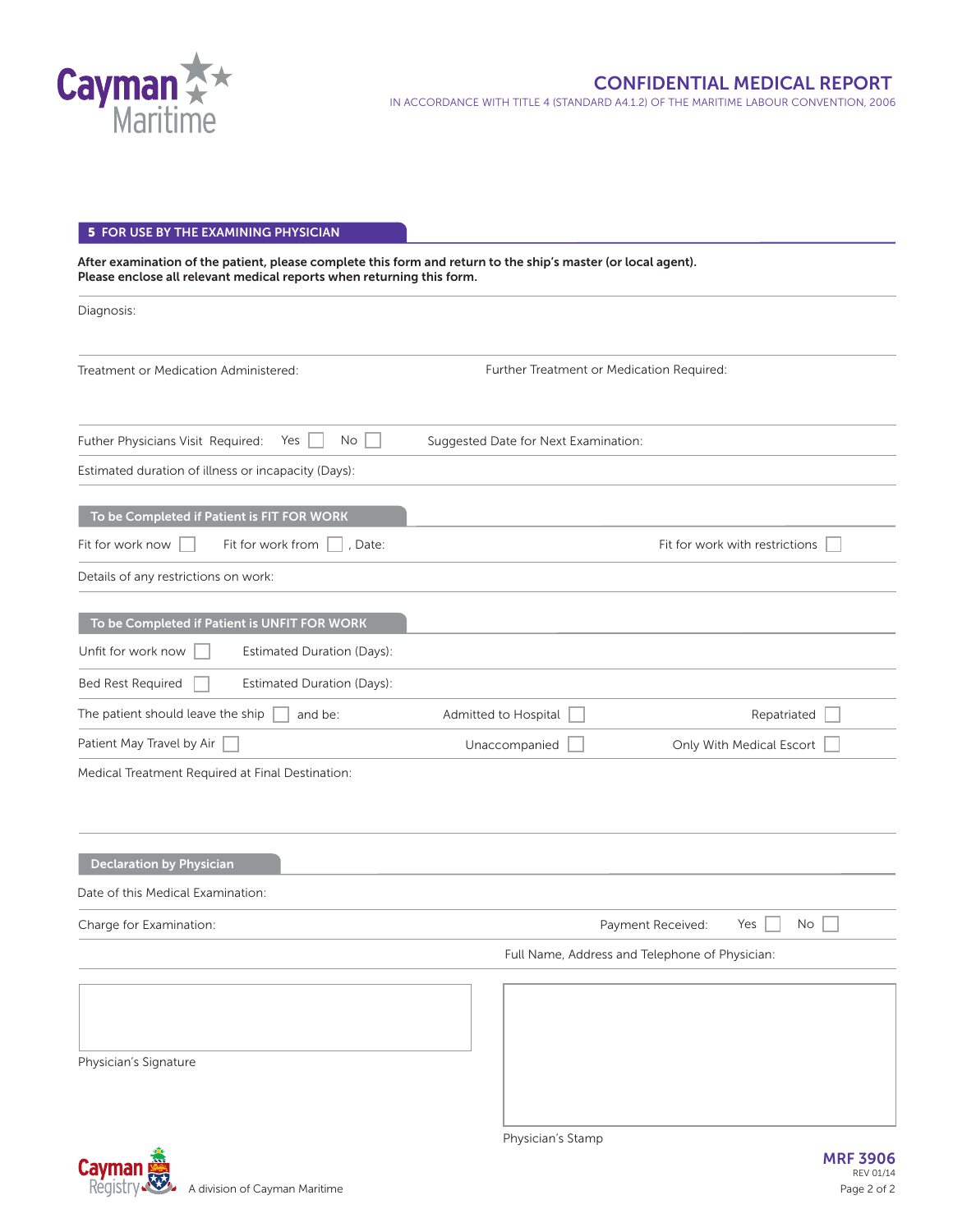Cayman Maritime

# CONFIDENTIAL MEDICAL REPORT

IN ACCORDANCE WITH TITLE 4 (STANDARD A4.1.2) OF THE MARITIME LABOUR CONVENTION, 2006

## 5 FOR USE BY THE EXAMINING PHYSICIAN

**After examination of the patient, please complete this form and return to the ship's master (or local agent).**
**Please enclose all relevant medical reports when returning this form.**

Diagnosis:

Treatment or Medication Administered:

Further Treatment or Medication Required:

Futher Physicians Visit Required: Yes ☐ No ☐

Suggested Date for Next Examination:

Estimated duration of illness or incapacity (Days):

### To be Completed if Patient is FIT FOR WORK

Fit for work now ☐ Fit for work from ☐ , Date:

Fit for work with restrictions ☐

Details of any restrictions on work:

### To be Completed if Patient is UNFIT FOR WORK

Unfit for work now ☐ Estimated Duration (Days):

Bed Rest Required ☐ Estimated Duration (Days):

The patient should leave the ship ☐ and be: Admitted to Hospital ☐ Repatriated ☐

Patient May Travel by Air ☐ Unaccompanied ☐ Only With Medical Escort ☐

Medical Treatment Required at Final Destination:

### Declaration by Physician

Date of this Medical Examination:

Charge for Examination:

Payment Received: Yes ☐ No ☐

Full Name, Address and Telephone of Physician:

Physician's Signature

Physician's Stamp

Cayman Registry — A division of Cayman Maritime

MRF 3906
REV 01/14